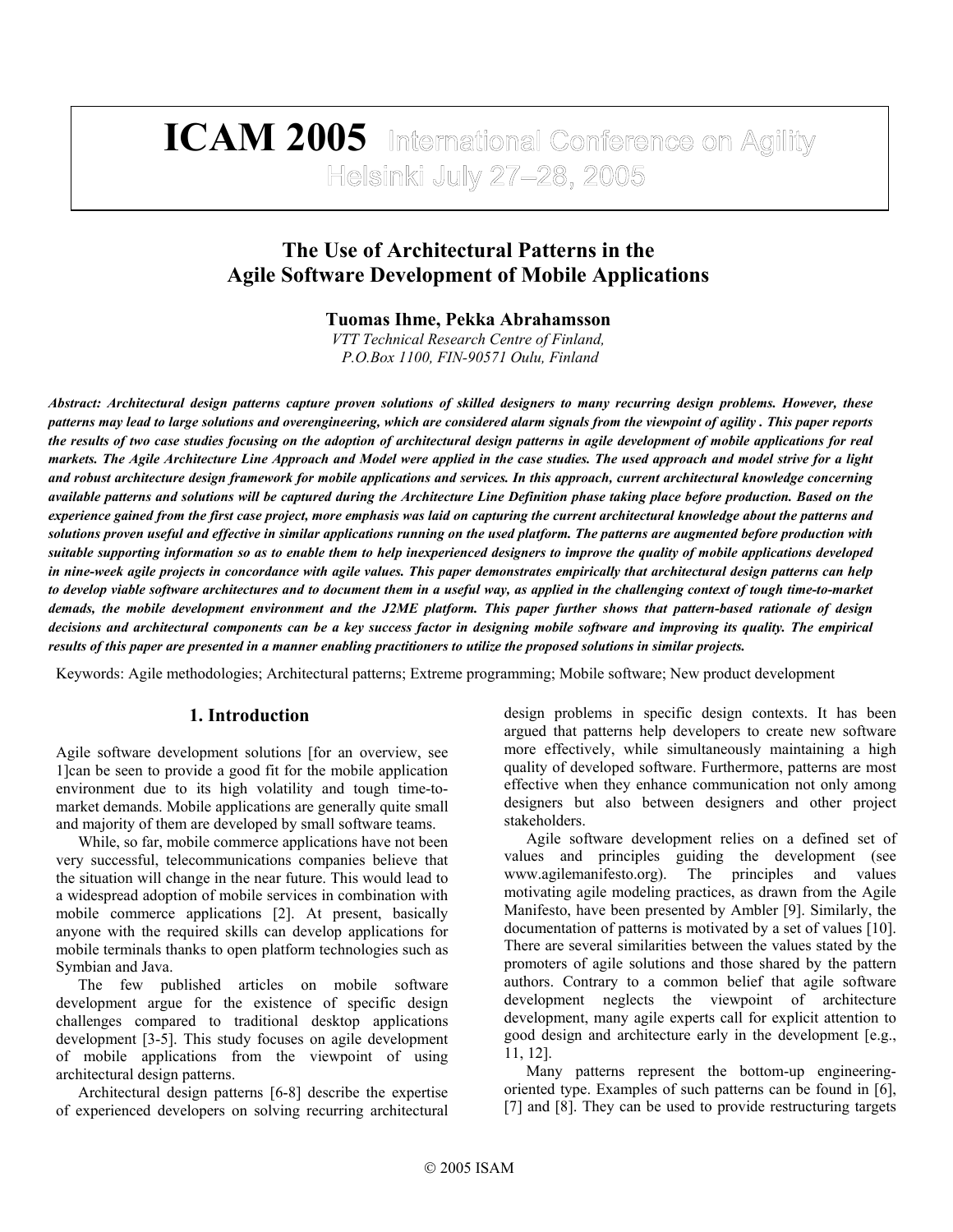ICAM 2005 International Conference on Agility
Helsinki July 27–28, 2005

# The Use of Architectural Patterns in the Agile Software Development of Mobile Applications

**Tuomas Ihme, Pekka Abrahamsson**

*VTT Technical Research Centre of Finland,*
*P.O.Box 1100, FIN-90571 Oulu, Finland*

***Abstract: Architectural design patterns capture proven solutions of skilled designers to many recurring design problems. However, these patterns may lead to large solutions and overengineering, which are considered alarm signals from the viewpoint of agility . This paper reports the results of two case studies focusing on the adoption of architectural design patterns in agile development of mobile applications for real markets. The Agile Architecture Line Approach and Model were applied in the case studies. The used approach and model strive for a light and robust architecture design framework for mobile applications and services. In this approach, current architectural knowledge concerning available patterns and solutions will be captured during the Architecture Line Definition phase taking place before production. Based on the experience gained from the first case project, more emphasis was laid on capturing the current architectural knowledge about the patterns and solutions proven useful and effective in similar applications running on the used platform. The patterns are augmented before production with suitable supporting information so as to enable them to help inexperienced designers to improve the quality of mobile applications developed in nine-week agile projects in concordance with agile values. This paper demonstrates empirically that architectural design patterns can help to develop viable software architectures and to document them in a useful way, as applied in the challenging context of tough time-to-market demads, the mobile development environment and the J2ME platform. This paper further shows that pattern-based rationale of design decisions and architectural components can be a key success factor in designing mobile software and improving its quality. The empirical results of this paper are presented in a manner enabling practitioners to utilize the proposed solutions in similar projects.***

Keywords: Agile methodologies; Architectural patterns; Extreme programming; Mobile software; New product development

## 1. Introduction

Agile software development solutions [for an overview, see 1]can be seen to provide a good fit for the mobile application environment due to its high volatility and tough time-to-market demands. Mobile applications are generally quite small and majority of them are developed by small software teams.

While, so far, mobile commerce applications have not been very successful, telecommunications companies believe that the situation will change in the near future. This would lead to a widespread adoption of mobile services in combination with mobile commerce applications [2]. At present, basically anyone with the required skills can develop applications for mobile terminals thanks to open platform technologies such as Symbian and Java.

The few published articles on mobile software development argue for the existence of specific design challenges compared to traditional desktop applications development [3-5]. This study focuses on agile development of mobile applications from the viewpoint of using architectural design patterns.

Architectural design patterns [6-8] describe the expertise of experienced developers on solving recurring architectural design problems in specific design contexts. It has been argued that patterns help developers to create new software more effectively, while simultaneously maintaining a high quality of developed software. Furthermore, patterns are most effective when they enhance communication not only among designers but also between designers and other project stakeholders.

Agile software development relies on a defined set of values and principles guiding the development (see www.agilemanifesto.org). The principles and values motivating agile modeling practices, as drawn from the Agile Manifesto, have been presented by Ambler [9]. Similarly, the documentation of patterns is motivated by a set of values [10]. There are several similarities between the values stated by the promoters of agile solutions and those shared by the pattern authors. Contrary to a common belief that agile software development neglects the viewpoint of architecture development, many agile experts call for explicit attention to good design and architecture early in the development [e.g., 11, 12].

Many patterns represent the bottom-up engineering-oriented type. Examples of such patterns can be found in [6], [7] and [8]. They can be used to provide restructuring targets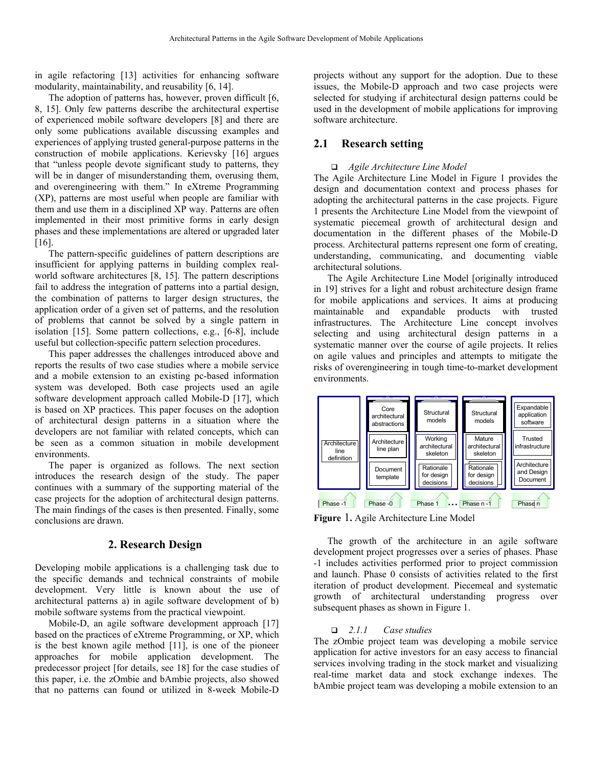in agile refactoring [13] activities for enhancing software modularity, maintainability, and reusability [6, 14].

The adoption of patterns has, however, proven difficult [6, 8, 15]. Only few patterns describe the architectural expertise of experienced mobile software developers [8] and there are only some publications available discussing examples and experiences of applying trusted general-purpose patterns in the construction of mobile applications. Kerievsky [16] argues that "unless people devote significant study to patterns, they will be in danger of misunderstanding them, overusing them, and overengineering with them." In eXtreme Programming (XP), patterns are most useful when people are familiar with them and use them in a disciplined XP way. Patterns are often implemented in their most primitive forms in early design phases and these implementations are altered or upgraded later [16].

The pattern-specific guidelines of pattern descriptions are insufficient for applying patterns in building complex real-world software architectures [8, 15]. The pattern descriptions fail to address the integration of patterns into a partial design, the combination of patterns to larger design structures, the application order of a given set of patterns, and the resolution of problems that cannot be solved by a single pattern in isolation [15]. Some pattern collections, e.g., [6-8], include useful but collection-specific pattern selection procedures.

This paper addresses the challenges introduced above and reports the results of two case studies where a mobile service and a mobile extension to an existing pc-based information system was developed. Both case projects used an agile software development approach called Mobile-D [17], which is based on XP practices. This paper focuses on the adoption of architectural design patterns in a situation where the developers are not familiar with related concepts, which can be seen as a common situation in mobile development environments.

The paper is organized as follows. The next section introduces the research design of the study. The paper continues with a summary of the supporting material of the case projects for the adoption of architectural design patterns. The main findings of the cases is then presented. Finally, some conclusions are drawn.

## 2. Research Design

Developing mobile applications is a challenging task due to the specific demands and technical constraints of mobile development. Very little is known about the use of architectural patterns a) in agile software development of b) mobile software systems from the practical viewpoint.

Mobile-D, an agile software development approach [17] based on the practices of eXtreme Programming, or XP, which is the best known agile method [11], is one of the pioneer approaches for mobile application development. The predecessor project [for details, see 18] for the case studies of this paper, i.e. the zOmbie and bAmbie projects, also showed that no patterns can found or utilized in 8-week Mobile-D projects without any support for the adoption. Due to these issues, the Mobile-D approach and two case projects were selected for studying if architectural design patterns could be used in the development of mobile applications for improving software architecture.

### 2.1 Research setting

- *Agile Architecture Line Model*

The Agile Architecture Line Model in Figure 1 provides the design and documentation context and process phases for adopting the architectural patterns in the case projects. Figure 1 presents the Architecture Line Model from the viewpoint of systematic piecemeal growth of architectural design and documentation in the different phases of the Mobile-D process. Architectural patterns represent one form of creating, understanding, communicating, and documenting viable architectural solutions.

The Agile Architecture Line Model [originally introduced in 19] strives for a light and robust architecture design frame for mobile applications and services. It aims at producing maintainable and expandable products with trusted infrastructures. The Architecture Line concept involves selecting and using architectural design patterns in a systematic manner over the course of agile projects. It relies on agile values and principles and attempts to mitigate the risks of overengineering in tough time-to-market development environments.

| Phase -1 | Phase -0 | Phase 1 | … Phase n -1 | Phase n |
|---|---|---|---|---|
| | Core architectural abstractions | Structural models | Structural models | Expandable application software |
| Architecture line definition | Architecture line plan | Working architectural skeleton | Mature architectural skeleton | Trusted infrastructure |
| | Document template | Rationale for design decisions | Rationale for design decisions | Architecture and Design Document |

**Figure 1.** Agile Architecture Line Model

The growth of the architecture in an agile software development project progresses over a series of phases. Phase -1 includes activities performed prior to project commission and launch. Phase 0 consists of activities related to the first iteration of product development. Piecemeal and systematic growth of architectural understanding progress over subsequent phases as shown in Figure 1.

- *2.1.1 Case studies*

The zOmbie project team was developing a mobile service application for active investors for an easy access to financial services involving trading in the stock market and visualizing real-time market data and stock exchange indexes. The bAmbie project team was developing a mobile extension to an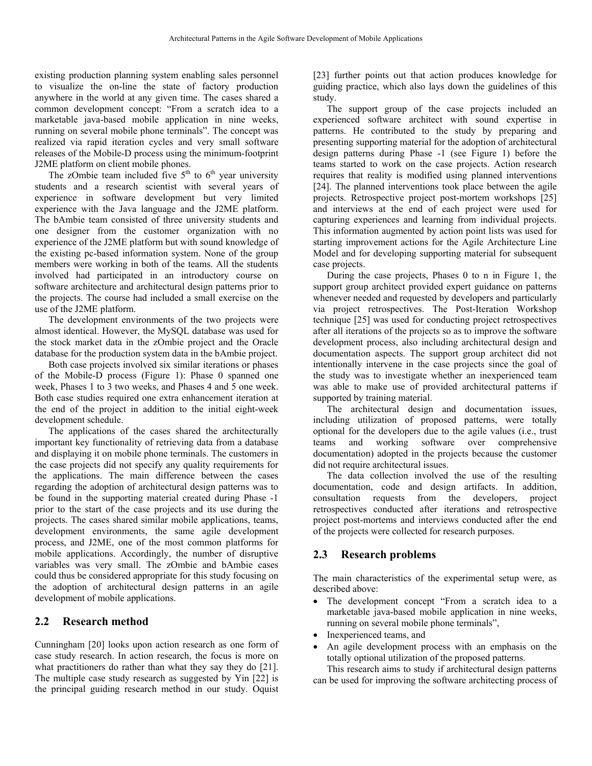existing production planning system enabling sales personnel to visualize the on-line the state of factory production anywhere in the world at any given time. The cases shared a common development concept: "From a scratch idea to a marketable java-based mobile application in nine weeks, running on several mobile phone terminals". The concept was realized via rapid iteration cycles and very small software releases of the Mobile-D process using the minimum-footprint J2ME platform on client mobile phones.

The zOmbie team included five 5th to 6th year university students and a research scientist with several years of experience in software development but very limited experience with the Java language and the J2ME platform. The bAmbie team consisted of three university students and one designer from the customer organization with no experience of the J2ME platform but with sound knowledge of the existing pc-based information system. None of the group members were working in both of the teams. All the students involved had participated in an introductory course on software architecture and architectural design patterns prior to the projects. The course had included a small exercise on the use of the J2ME platform.

The development environments of the two projects were almost identical. However, the MySQL database was used for the stock market data in the zOmbie project and the Oracle database for the production system data in the bAmbie project.

Both case projects involved six similar iterations or phases of the Mobile-D process (Figure 1): Phase 0 spanned one week, Phases 1 to 3 two weeks, and Phases 4 and 5 one week. Both case studies required one extra enhancement iteration at the end of the project in addition to the initial eight-week development schedule.

The applications of the cases shared the architecturally important key functionality of retrieving data from a database and displaying it on mobile phone terminals. The customers in the case projects did not specify any quality requirements for the applications. The main difference between the cases regarding the adoption of architectural design patterns was to be found in the supporting material created during Phase -1 prior to the start of the case projects and its use during the projects. The cases shared similar mobile applications, teams, development environments, the same agile development process, and J2ME, one of the most common platforms for mobile applications. Accordingly, the number of disruptive variables was very small. The zOmbie and bAmbie cases could thus be considered appropriate for this study focusing on the adoption of architectural design patterns in an agile development of mobile applications.

## 2.2 Research method

Cunningham [20] looks upon action research as one form of case study research. In action research, the focus is more on what practitioners do rather than what they say they do [21]. The multiple case study research as suggested by Yin [22] is the principal guiding research method in our study. Oquist [23] further points out that action produces knowledge for guiding practice, which also lays down the guidelines of this study.

The support group of the case projects included an experienced software architect with sound expertise in patterns. He contributed to the study by preparing and presenting supporting material for the adoption of architectural design patterns during Phase -1 (see Figure 1) before the teams started to work on the case projects. Action research requires that reality is modified using planned interventions [24]. The planned interventions took place between the agile projects. Retrospective project post-mortem workshops [25] and interviews at the end of each project were used for capturing experiences and learning from individual projects. This information augmented by action point lists was used for starting improvement actions for the Agile Architecture Line Model and for developing supporting material for subsequent case projects.

During the case projects, Phases 0 to n in Figure 1, the support group architect provided expert guidance on patterns whenever needed and requested by developers and particularly via project retrospectives. The Post-Iteration Workshop technique [25] was used for conducting project retrospectives after all iterations of the projects so as to improve the software development process, also including architectural design and documentation aspects. The support group architect did not intentionally intervene in the case projects since the goal of the study was to investigate whether an inexperienced team was able to make use of provided architectural patterns if supported by training material.

The architectural design and documentation issues, including utilization of proposed patterns, were totally optional for the developers due to the agile values (i.e., trust teams and working software over comprehensive documentation) adopted in the projects because the customer did not require architectural issues.

The data collection involved the use of the resulting documentation, code and design artifacts. In addition, consultation requests from the developers, project retrospectives conducted after iterations and retrospective project post-mortems and interviews conducted after the end of the projects were collected for research purposes.

## 2.3 Research problems

The main characteristics of the experimental setup were, as described above:

- The development concept "From a scratch idea to a marketable java-based mobile application in nine weeks, running on several mobile phone terminals",
- Inexperienced teams, and
- An agile development process with an emphasis on the totally optional utilization of the proposed patterns.

This research aims to study if architectural design patterns can be used for improving the software architecting process of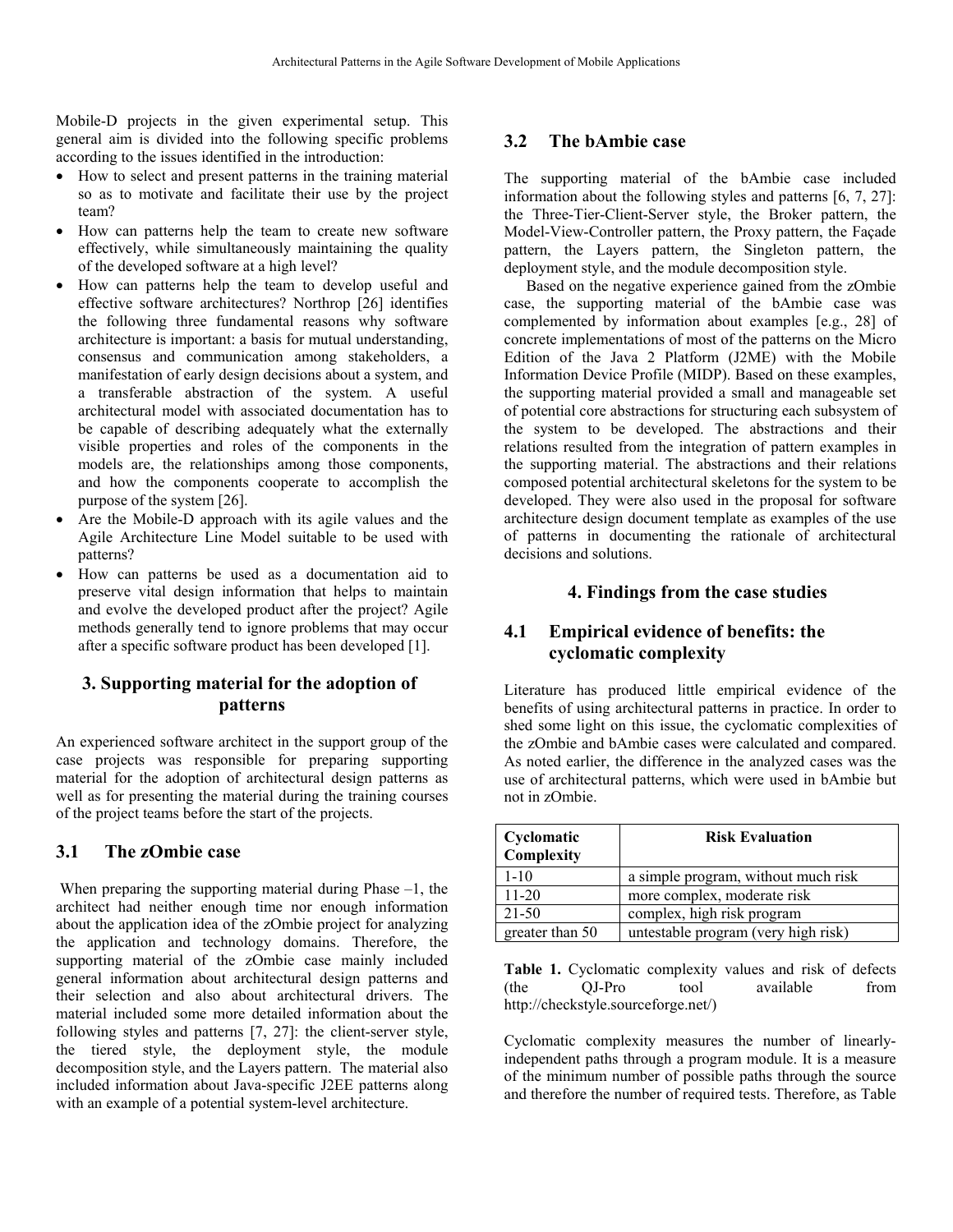Mobile-D projects in the given experimental setup. This general aim is divided into the following specific problems according to the issues identified in the introduction:

- How to select and present patterns in the training material so as to motivate and facilitate their use by the project team?
- How can patterns help the team to create new software effectively, while simultaneously maintaining the quality of the developed software at a high level?
- How can patterns help the team to develop useful and effective software architectures? Northrop [26] identifies the following three fundamental reasons why software architecture is important: a basis for mutual understanding, consensus and communication among stakeholders, a manifestation of early design decisions about a system, and a transferable abstraction of the system. A useful architectural model with associated documentation has to be capable of describing adequately what the externally visible properties and roles of the components in the models are, the relationships among those components, and how the components cooperate to accomplish the purpose of the system [26].
- Are the Mobile-D approach with its agile values and the Agile Architecture Line Model suitable to be used with patterns?
- How can patterns be used as a documentation aid to preserve vital design information that helps to maintain and evolve the developed product after the project? Agile methods generally tend to ignore problems that may occur after a specific software product has been developed [1].

## 3. Supporting material for the adoption of patterns

An experienced software architect in the support group of the case projects was responsible for preparing supporting material for the adoption of architectural design patterns as well as for presenting the material during the training courses of the project teams before the start of the projects.

### 3.1 The zOmbie case

When preparing the supporting material during Phase –1, the architect had neither enough time nor enough information about the application idea of the zOmbie project for analyzing the application and technology domains. Therefore, the supporting material of the zOmbie case mainly included general information about architectural design patterns and their selection and also about architectural drivers. The material included some more detailed information about the following styles and patterns [7, 27]: the client-server style, the tiered style, the deployment style, the module decomposition style, and the Layers pattern. The material also included information about Java-specific J2EE patterns along with an example of a potential system-level architecture.

### 3.2 The bAmbie case

The supporting material of the bAmbie case included information about the following styles and patterns [6, 7, 27]: the Three-Tier-Client-Server style, the Broker pattern, the Model-View-Controller pattern, the Proxy pattern, the Façade pattern, the Layers pattern, the Singleton pattern, the deployment style, and the module decomposition style.

Based on the negative experience gained from the zOmbie case, the supporting material of the bAmbie case was complemented by information about examples [e.g., 28] of concrete implementations of most of the patterns on the Micro Edition of the Java 2 Platform (J2ME) with the Mobile Information Device Profile (MIDP). Based on these examples, the supporting material provided a small and manageable set of potential core abstractions for structuring each subsystem of the system to be developed. The abstractions and their relations resulted from the integration of pattern examples in the supporting material. The abstractions and their relations composed potential architectural skeletons for the system to be developed. They were also used in the proposal for software architecture design document template as examples of the use of patterns in documenting the rationale of architectural decisions and solutions.

## 4. Findings from the case studies

### 4.1 Empirical evidence of benefits: the cyclomatic complexity

Literature has produced little empirical evidence of the benefits of using architectural patterns in practice. In order to shed some light on this issue, the cyclomatic complexities of the zOmbie and bAmbie cases were calculated and compared. As noted earlier, the difference in the analyzed cases was the use of architectural patterns, which were used in bAmbie but not in zOmbie.

| Cyclomatic Complexity | Risk Evaluation |
|---|---|
| 1-10 | a simple program, without much risk |
| 11-20 | more complex, moderate risk |
| 21-50 | complex, high risk program |
| greater than 50 | untestable program (very high risk) |

**Table 1.** Cyclomatic complexity values and risk of defects (the QJ-Pro tool available from http://checkstyle.sourceforge.net/)

Cyclomatic complexity measures the number of linearly-independent paths through a program module. It is a measure of the minimum number of possible paths through the source and therefore the number of required tests. Therefore, as Table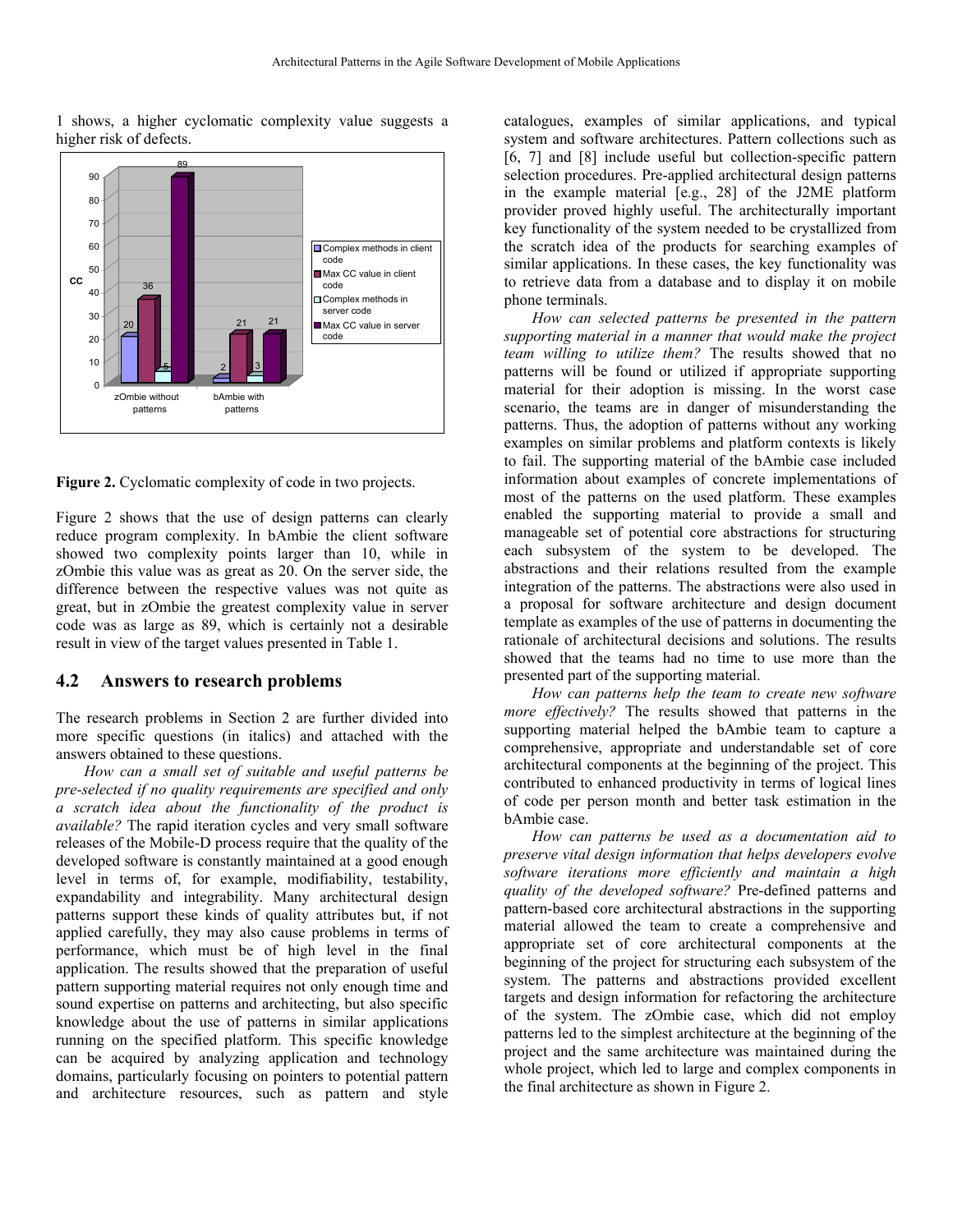1 shows, a higher cyclomatic complexity value suggests a higher risk of defects.

**Figure 2.** Cyclomatic complexity of code in two projects.

Figure 2 shows that the use of design patterns can clearly reduce program complexity. In bAmbie the client software showed two complexity points larger than 10, while in zOmbie this value was as great as 20. On the server side, the difference between the respective values was not quite as great, but in zOmbie the greatest complexity value in server code was as large as 89, which is certainly not a desirable result in view of the target values presented in Table 1.

## 4.2 Answers to research problems

The research problems in Section 2 are further divided into more specific questions (in italics) and attached with the answers obtained to these questions.

*How can a small set of suitable and useful patterns be pre-selected if no quality requirements are specified and only a scratch idea about the functionality of the product is available?* The rapid iteration cycles and very small software releases of the Mobile-D process require that the quality of the developed software is constantly maintained at a good enough level in terms of, for example, modifiability, testability, expandability and integrability. Many architectural design patterns support these kinds of quality attributes but, if not applied carefully, they may also cause problems in terms of performance, which must be of high level in the final application. The results showed that the preparation of useful pattern supporting material requires not only enough time and sound expertise on patterns and architecting, but also specific knowledge about the use of patterns in similar applications running on the specified platform. This specific knowledge can be acquired by analyzing application and technology domains, particularly focusing on pointers to potential pattern and architecture resources, such as pattern and style catalogues, examples of similar applications, and typical system and software architectures. Pattern collections such as [6, 7] and [8] include useful but collection-specific pattern selection procedures. Pre-applied architectural design patterns in the example material [e.g., 28] of the J2ME platform provider proved highly useful. The architecturally important key functionality of the system needed to be crystallized from the scratch idea of the products for searching examples of similar applications. In these cases, the key functionality was to retrieve data from a database and to display it on mobile phone terminals.

*How can selected patterns be presented in the pattern supporting material in a manner that would make the project team willing to utilize them?* The results showed that no patterns will be found or utilized if appropriate supporting material for their adoption is missing. In the worst case scenario, the teams are in danger of misunderstanding the patterns. Thus, the adoption of patterns without any working examples on similar problems and platform contexts is likely to fail. The supporting material of the bAmbie case included information about examples of concrete implementations of most of the patterns on the used platform. These examples enabled the supporting material to provide a small and manageable set of potential core abstractions for structuring each subsystem of the system to be developed. The abstractions and their relations resulted from the example integration of the patterns. The abstractions were also used in a proposal for software architecture and design document template as examples of the use of patterns in documenting the rationale of architectural decisions and solutions. The results showed that the teams had no time to use more than the presented part of the supporting material.

*How can patterns help the team to create new software more effectively?* The results showed that patterns in the supporting material helped the bAmbie team to capture a comprehensive, appropriate and understandable set of core architectural components at the beginning of the project. This contributed to enhanced productivity in terms of logical lines of code per person month and better task estimation in the bAmbie case.

*How can patterns be used as a documentation aid to preserve vital design information that helps developers evolve software iterations more efficiently and maintain a high quality of the developed software?* Pre-defined patterns and pattern-based core architectural abstractions in the supporting material allowed the team to create a comprehensive and appropriate set of core architectural components at the beginning of the project for structuring each subsystem of the system. The patterns and abstractions provided excellent targets and design information for refactoring the architecture of the system. The zOmbie case, which did not employ patterns led to the simplest architecture at the beginning of the project and the same architecture was maintained during the whole project, which led to large and complex components in the final architecture as shown in Figure 2.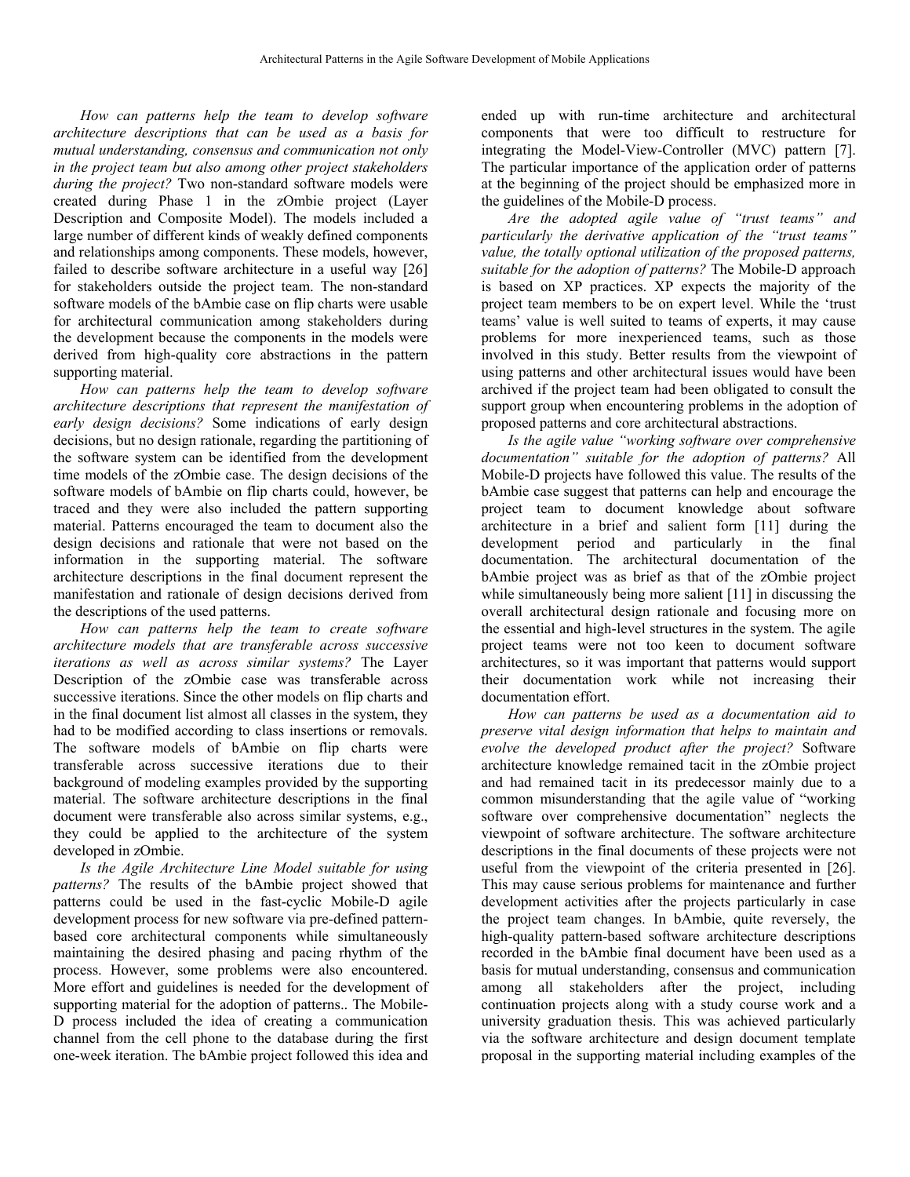*How can patterns help the team to develop software architecture descriptions that can be used as a basis for mutual understanding, consensus and communication not only in the project team but also among other project stakeholders during the project?* Two non-standard software models were created during Phase 1 in the zOmbie project (Layer Description and Composite Model). The models included a large number of different kinds of weakly defined components and relationships among components. These models, however, failed to describe software architecture in a useful way [26] for stakeholders outside the project team. The non-standard software models of the bAmbie case on flip charts were usable for architectural communication among stakeholders during the development because the components in the models were derived from high-quality core abstractions in the pattern supporting material.

*How can patterns help the team to develop software architecture descriptions that represent the manifestation of early design decisions?* Some indications of early design decisions, but no design rationale, regarding the partitioning of the software system can be identified from the development time models of the zOmbie case. The design decisions of the software models of bAmbie on flip charts could, however, be traced and they were also included the pattern supporting material. Patterns encouraged the team to document also the design decisions and rationale that were not based on the information in the supporting material. The software architecture descriptions in the final document represent the manifestation and rationale of design decisions derived from the descriptions of the used patterns.

*How can patterns help the team to create software architecture models that are transferable across successive iterations as well as across similar systems?* The Layer Description of the zOmbie case was transferable across successive iterations. Since the other models on flip charts and in the final document list almost all classes in the system, they had to be modified according to class insertions or removals. The software models of bAmbie on flip charts were transferable across successive iterations due to their background of modeling examples provided by the supporting material. The software architecture descriptions in the final document were transferable also across similar systems, e.g., they could be applied to the architecture of the system developed in zOmbie.

*Is the Agile Architecture Line Model suitable for using patterns?* The results of the bAmbie project showed that patterns could be used in the fast-cyclic Mobile-D agile development process for new software via pre-defined pattern-based core architectural components while simultaneously maintaining the desired phasing and pacing rhythm of the process. However, some problems were also encountered. More effort and guidelines is needed for the development of supporting material for the adoption of patterns.. The Mobile-D process included the idea of creating a communication channel from the cell phone to the database during the first one-week iteration. The bAmbie project followed this idea and ended up with run-time architecture and architectural components that were too difficult to restructure for integrating the Model-View-Controller (MVC) pattern [7]. The particular importance of the application order of patterns at the beginning of the project should be emphasized more in the guidelines of the Mobile-D process.

*Are the adopted agile value of "trust teams" and particularly the derivative application of the "trust teams" value, the totally optional utilization of the proposed patterns, suitable for the adoption of patterns?* The Mobile-D approach is based on XP practices. XP expects the majority of the project team members to be on expert level. While the 'trust teams' value is well suited to teams of experts, it may cause problems for more inexperienced teams, such as those involved in this study. Better results from the viewpoint of using patterns and other architectural issues would have been archived if the project team had been obligated to consult the support group when encountering problems in the adoption of proposed patterns and core architectural abstractions.

*Is the agile value "working software over comprehensive documentation" suitable for the adoption of patterns?* All Mobile-D projects have followed this value. The results of the bAmbie case suggest that patterns can help and encourage the project team to document knowledge about software architecture in a brief and salient form [11] during the development period and particularly in the final documentation. The architectural documentation of the bAmbie project was as brief as that of the zOmbie project while simultaneously being more salient [11] in discussing the overall architectural design rationale and focusing more on the essential and high-level structures in the system. The agile project teams were not too keen to document software architectures, so it was important that patterns would support their documentation work while not increasing their documentation effort.

*How can patterns be used as a documentation aid to preserve vital design information that helps to maintain and evolve the developed product after the project?* Software architecture knowledge remained tacit in the zOmbie project and had remained tacit in its predecessor mainly due to a common misunderstanding that the agile value of "working software over comprehensive documentation" neglects the viewpoint of software architecture. The software architecture descriptions in the final documents of these projects were not useful from the viewpoint of the criteria presented in [26]. This may cause serious problems for maintenance and further development activities after the projects particularly in case the project team changes. In bAmbie, quite reversely, the high-quality pattern-based software architecture descriptions recorded in the bAmbie final document have been used as a basis for mutual understanding, consensus and communication among all stakeholders after the project, including continuation projects along with a study course work and a university graduation thesis. This was achieved particularly via the software architecture and design document template proposal in the supporting material including examples of the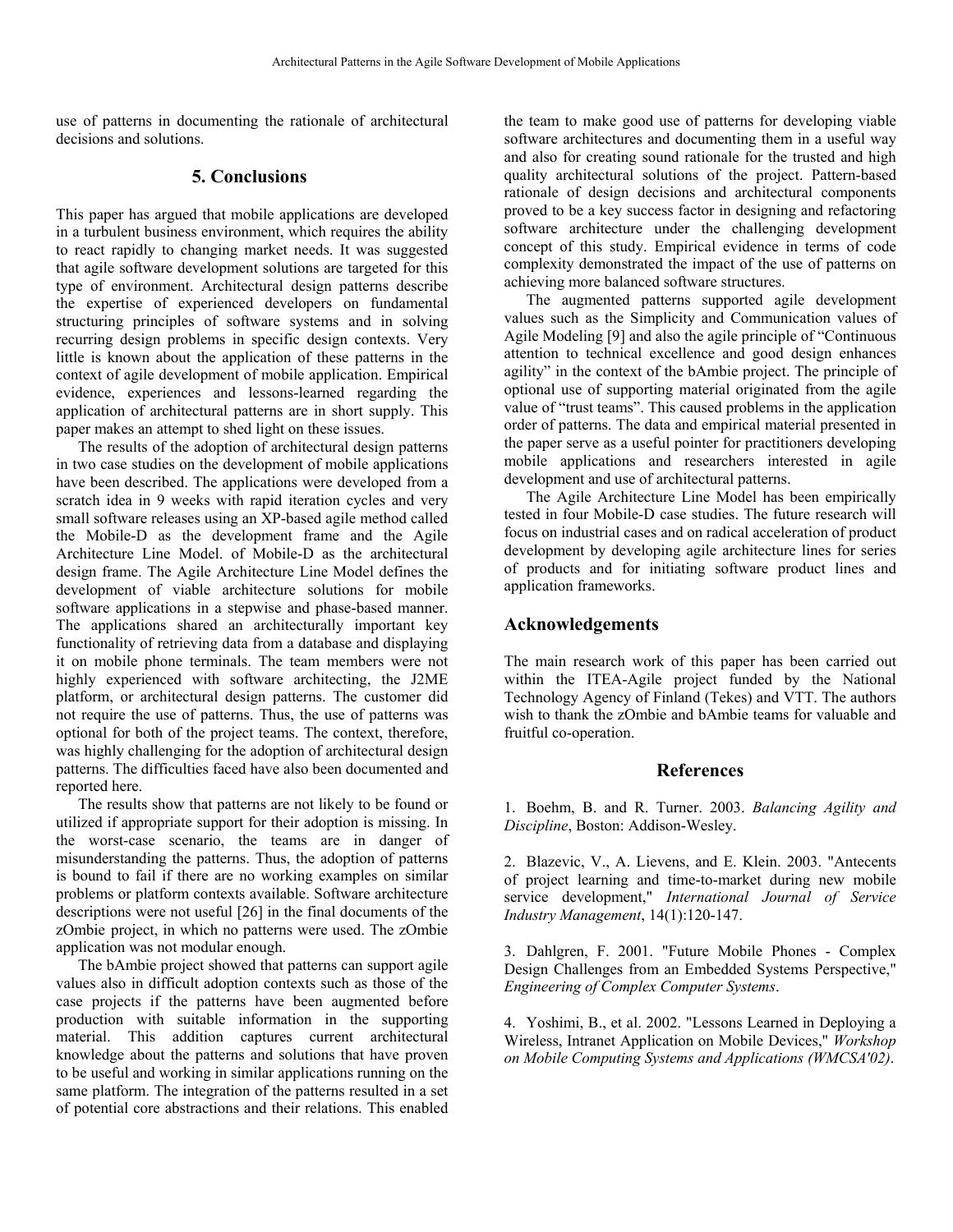use of patterns in documenting the rationale of architectural decisions and solutions.

## 5. Conclusions

This paper has argued that mobile applications are developed in a turbulent business environment, which requires the ability to react rapidly to changing market needs. It was suggested that agile software development solutions are targeted for this type of environment. Architectural design patterns describe the expertise of experienced developers on fundamental structuring principles of software systems and in solving recurring design problems in specific design contexts. Very little is known about the application of these patterns in the context of agile development of mobile application. Empirical evidence, experiences and lessons-learned regarding the application of architectural patterns are in short supply. This paper makes an attempt to shed light on these issues.

The results of the adoption of architectural design patterns in two case studies on the development of mobile applications have been described. The applications were developed from a scratch idea in 9 weeks with rapid iteration cycles and very small software releases using an XP-based agile method called the Mobile-D as the development frame and the Agile Architecture Line Model. of Mobile-D as the architectural design frame. The Agile Architecture Line Model defines the development of viable architecture solutions for mobile software applications in a stepwise and phase-based manner. The applications shared an architecturally important key functionality of retrieving data from a database and displaying it on mobile phone terminals. The team members were not highly experienced with software architecting, the J2ME platform, or architectural design patterns. The customer did not require the use of patterns. Thus, the use of patterns was optional for both of the project teams. The context, therefore, was highly challenging for the adoption of architectural design patterns. The difficulties faced have also been documented and reported here.

The results show that patterns are not likely to be found or utilized if appropriate support for their adoption is missing. In the worst-case scenario, the teams are in danger of misunderstanding the patterns. Thus, the adoption of patterns is bound to fail if there are no working examples on similar problems or platform contexts available. Software architecture descriptions were not useful [26] in the final documents of the zOmbie project, in which no patterns were used. The zOmbie application was not modular enough.

The bAmbie project showed that patterns can support agile values also in difficult adoption contexts such as those of the case projects if the patterns have been augmented before production with suitable information in the supporting material. This addition captures current architectural knowledge about the patterns and solutions that have proven to be useful and working in similar applications running on the same platform. The integration of the patterns resulted in a set of potential core abstractions and their relations. This enabled the team to make good use of patterns for developing viable software architectures and documenting them in a useful way and also for creating sound rationale for the trusted and high quality architectural solutions of the project. Pattern-based rationale of design decisions and architectural components proved to be a key success factor in designing and refactoring software architecture under the challenging development concept of this study. Empirical evidence in terms of code complexity demonstrated the impact of the use of patterns on achieving more balanced software structures.

The augmented patterns supported agile development values such as the Simplicity and Communication values of Agile Modeling [9] and also the agile principle of "Continuous attention to technical excellence and good design enhances agility" in the context of the bAmbie project. The principle of optional use of supporting material originated from the agile value of "trust teams". This caused problems in the application order of patterns. The data and empirical material presented in the paper serve as a useful pointer for practitioners developing mobile applications and researchers interested in agile development and use of architectural patterns.

The Agile Architecture Line Model has been empirically tested in four Mobile-D case studies. The future research will focus on industrial cases and on radical acceleration of product development by developing agile architecture lines for series of products and for initiating software product lines and application frameworks.

## Acknowledgements

The main research work of this paper has been carried out within the ITEA-Agile project funded by the National Technology Agency of Finland (Tekes) and VTT. The authors wish to thank the zOmbie and bAmbie teams for valuable and fruitful co-operation.

## References

1. Boehm, B. and R. Turner. 2003. *Balancing Agility and Discipline*, Boston: Addison-Wesley.

2. Blazevic, V., A. Lievens, and E. Klein. 2003. "Antecents of project learning and time-to-market during new mobile service development," *International Journal of Service Industry Management*, 14(1):120-147.

3. Dahlgren, F. 2001. "Future Mobile Phones - Complex Design Challenges from an Embedded Systems Perspective," *Engineering of Complex Computer Systems*.

4. Yoshimi, B., et al. 2002. "Lessons Learned in Deploying a Wireless, Intranet Application on Mobile Devices," *Workshop on Mobile Computing Systems and Applications (WMCSA'02)*.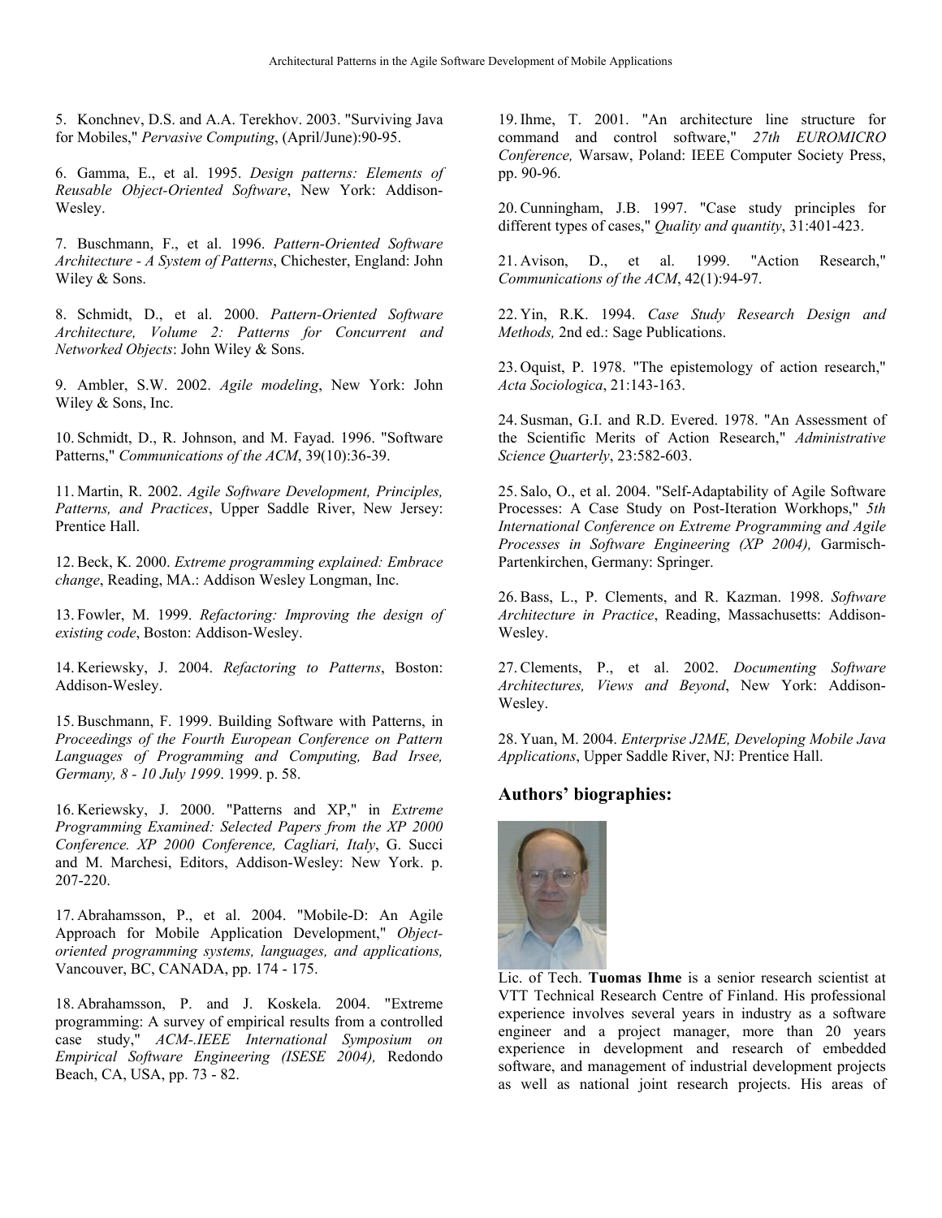5. Konchnev, D.S. and A.A. Terekhov. 2003. "Surviving Java for Mobiles," *Pervasive Computing*, (April/June):90-95.

6. Gamma, E., et al. 1995. *Design patterns: Elements of Reusable Object-Oriented Software*, New York: Addison-Wesley.

7. Buschmann, F., et al. 1996. *Pattern-Oriented Software Architecture - A System of Patterns*, Chichester, England: John Wiley & Sons.

8. Schmidt, D., et al. 2000. *Pattern-Oriented Software Architecture, Volume 2: Patterns for Concurrent and Networked Objects*: John Wiley & Sons.

9. Ambler, S.W. 2002. *Agile modeling*, New York: John Wiley & Sons, Inc.

10. Schmidt, D., R. Johnson, and M. Fayad. 1996. "Software Patterns," *Communications of the ACM*, 39(10):36-39.

11. Martin, R. 2002. *Agile Software Development, Principles, Patterns, and Practices*, Upper Saddle River, New Jersey: Prentice Hall.

12. Beck, K. 2000. *Extreme programming explained: Embrace change*, Reading, MA.: Addison Wesley Longman, Inc.

13. Fowler, M. 1999. *Refactoring: Improving the design of existing code*, Boston: Addison-Wesley.

14. Keriewsky, J. 2004. *Refactoring to Patterns*, Boston: Addison-Wesley.

15. Buschmann, F. 1999. Building Software with Patterns, in *Proceedings of the Fourth European Conference on Pattern Languages of Programming and Computing, Bad Irsee, Germany, 8 - 10 July 1999*. 1999. p. 58.

16. Keriewsky, J. 2000. "Patterns and XP," in *Extreme Programming Examined: Selected Papers from the XP 2000 Conference. XP 2000 Conference, Cagliari, Italy*, G. Succi and M. Marchesi, Editors, Addison-Wesley: New York. p. 207-220.

17. Abrahamsson, P., et al. 2004. "Mobile-D: An Agile Approach for Mobile Application Development," *Object-oriented programming systems, languages, and applications,* Vancouver, BC, CANADA, pp. 174 - 175.

18. Abrahamsson, P. and J. Koskela. 2004. "Extreme programming: A survey of empirical results from a controlled case study," *ACM-.IEEE International Symposium on Empirical Software Engineering (ISESE 2004),* Redondo Beach, CA, USA, pp. 73 - 82.

19. Ihme, T. 2001. "An architecture line structure for command and control software," *27th EUROMICRO Conference,* Warsaw, Poland: IEEE Computer Society Press, pp. 90-96.

20. Cunningham, J.B. 1997. "Case study principles for different types of cases," *Quality and quantity*, 31:401-423.

21. Avison, D., et al. 1999. "Action Research," *Communications of the ACM*, 42(1):94-97.

22. Yin, R.K. 1994. *Case Study Research Design and Methods,* 2nd ed.: Sage Publications.

23. Oquist, P. 1978. "The epistemology of action research," *Acta Sociologica*, 21:143-163.

24. Susman, G.I. and R.D. Evered. 1978. "An Assessment of the Scientific Merits of Action Research," *Administrative Science Quarterly*, 23:582-603.

25. Salo, O., et al. 2004. "Self-Adaptability of Agile Software Processes: A Case Study on Post-Iteration Workhops," *5th International Conference on Extreme Programming and Agile Processes in Software Engineering (XP 2004),* Garmisch-Partenkirchen, Germany: Springer.

26. Bass, L., P. Clements, and R. Kazman. 1998. *Software Architecture in Practice*, Reading, Massachusetts: Addison-Wesley.

27. Clements, P., et al. 2002. *Documenting Software Architectures, Views and Beyond*, New York: Addison-Wesley.

28. Yuan, M. 2004. *Enterprise J2ME, Developing Mobile Java Applications*, Upper Saddle River, NJ: Prentice Hall.

## Authors' biographies:

Lic. of Tech. **Tuomas Ihme** is a senior research scientist at VTT Technical Research Centre of Finland. His professional experience involves several years in industry as a software engineer and a project manager, more than 20 years experience in development and research of embedded software, and management of industrial development projects as well as national joint research projects. His areas of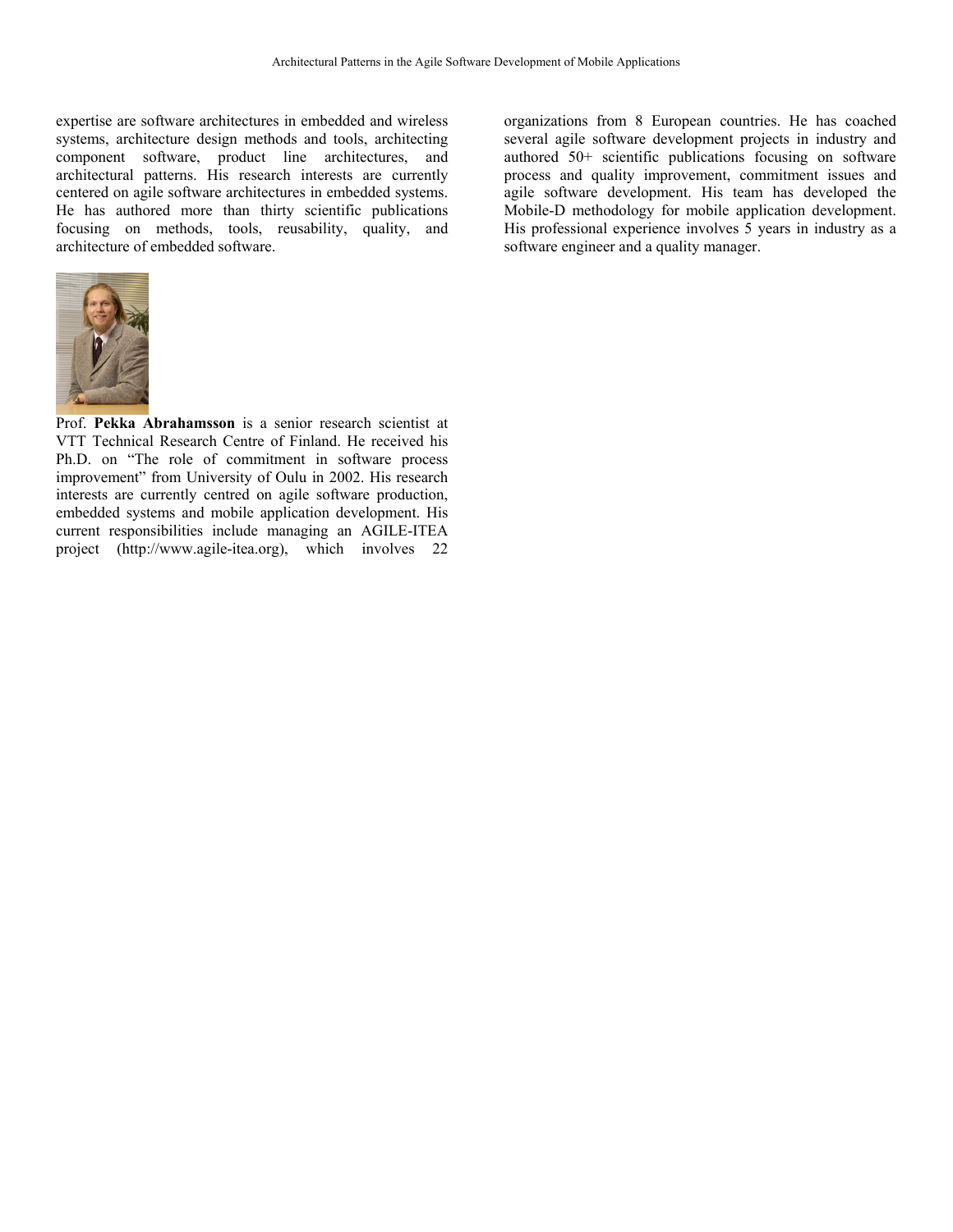expertise are software architectures in embedded and wireless systems, architecture design methods and tools, architecting component software, product line architectures, and architectural patterns. His research interests are currently centered on agile software architectures in embedded systems. He has authored more than thirty scientific publications focusing on methods, tools, reusability, quality, and architecture of embedded software.

Prof. **Pekka Abrahamsson** is a senior research scientist at VTT Technical Research Centre of Finland. He received his Ph.D. on "The role of commitment in software process improvement" from University of Oulu in 2002. His research interests are currently centred on agile software production, embedded systems and mobile application development. His current responsibilities include managing an AGILE-ITEA project (http://www.agile-itea.org), which involves 22 organizations from 8 European countries. He has coached several agile software development projects in industry and authored 50+ scientific publications focusing on software process and quality improvement, commitment issues and agile software development. His team has developed the Mobile-D methodology for mobile application development. His professional experience involves 5 years in industry as a software engineer and a quality manager.